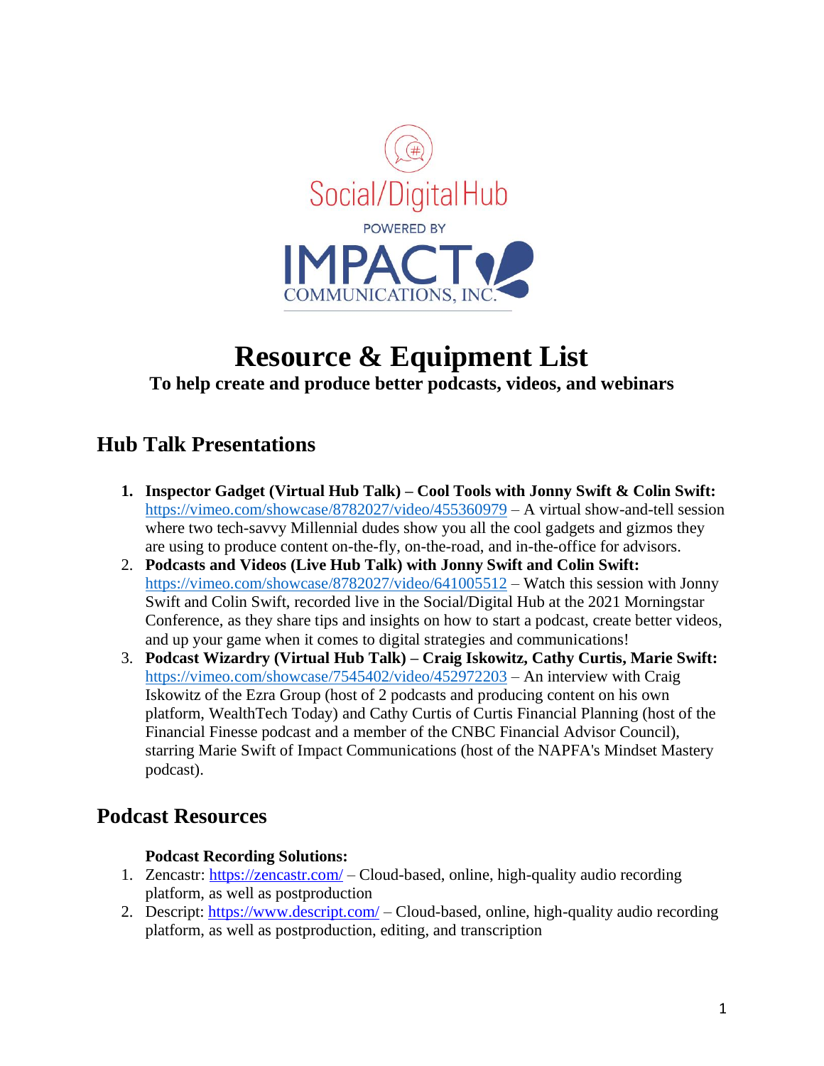Social/Digital Hub

POWERED BY

IMPACT COMMUNICATIONS, INC.

# Resource & Equipment List

**To help create and produce better podcasts, videos, and webinars**

## Hub Talk Presentations

1. **Inspector Gadget (Virtual Hub Talk) – Cool Tools with Jonny Swift & Colin Swift:** https://vimeo.com/showcase/8782027/video/455360979 – A virtual show-and-tell session where two tech-savvy Millennial dudes show you all the cool gadgets and gizmos they are using to produce content on-the-fly, on-the-road, and in-the-office for advisors.
2. **Podcasts and Videos (Live Hub Talk) with Jonny Swift and Colin Swift:** https://vimeo.com/showcase/8782027/video/641005512 – Watch this session with Jonny Swift and Colin Swift, recorded live in the Social/Digital Hub at the 2021 Morningstar Conference, as they share tips and insights on how to start a podcast, create better videos, and up your game when it comes to digital strategies and communications!
3. **Podcast Wizardry (Virtual Hub Talk) – Craig Iskowitz, Cathy Curtis, Marie Swift:** https://vimeo.com/showcase/7545402/video/452972203 – An interview with Craig Iskowitz of the Ezra Group (host of 2 podcasts and producing content on his own platform, WealthTech Today) and Cathy Curtis of Curtis Financial Planning (host of the Financial Finesse podcast and a member of the CNBC Financial Advisor Council), starring Marie Swift of Impact Communications (host of the NAPFA's Mindset Mastery podcast).

## Podcast Resources

**Podcast Recording Solutions:**

1. Zencastr: https://zencastr.com/ – Cloud-based, online, high-quality audio recording platform, as well as postproduction
2. Descript: https://www.descript.com/ – Cloud-based, online, high-quality audio recording platform, as well as postproduction, editing, and transcription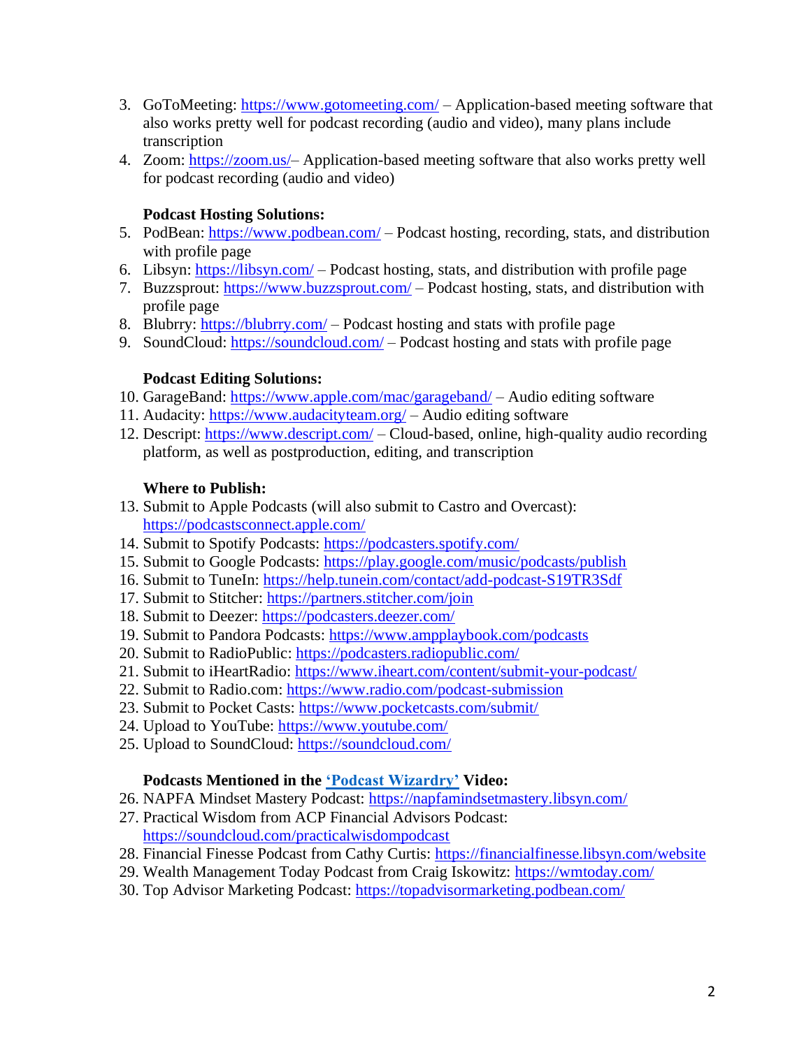3. GoToMeeting: https://www.gotomeeting.com/ – Application-based meeting software that also works pretty well for podcast recording (audio and video), many plans include transcription
4. Zoom: https://zoom.us/– Application-based meeting software that also works pretty well for podcast recording (audio and video)

**Podcast Hosting Solutions:**

5. PodBean: https://www.podbean.com/ – Podcast hosting, recording, stats, and distribution with profile page
6. Libsyn: https://libsyn.com/ – Podcast hosting, stats, and distribution with profile page
7. Buzzsprout: https://www.buzzsprout.com/ – Podcast hosting, stats, and distribution with profile page
8. Blubrry: https://blubrry.com/ – Podcast hosting and stats with profile page
9. SoundCloud: https://soundcloud.com/ – Podcast hosting and stats with profile page

**Podcast Editing Solutions:**

10. GarageBand: https://www.apple.com/mac/garageband/ – Audio editing software
11. Audacity: https://www.audacityteam.org/ – Audio editing software
12. Descript: https://www.descript.com/ – Cloud-based, online, high-quality audio recording platform, as well as postproduction, editing, and transcription

**Where to Publish:**

13. Submit to Apple Podcasts (will also submit to Castro and Overcast): https://podcastsconnect.apple.com/
14. Submit to Spotify Podcasts: https://podcasters.spotify.com/
15. Submit to Google Podcasts: https://play.google.com/music/podcasts/publish
16. Submit to TuneIn: https://help.tunein.com/contact/add-podcast-S19TR3Sdf
17. Submit to Stitcher: https://partners.stitcher.com/join
18. Submit to Deezer: https://podcasters.deezer.com/
19. Submit to Pandora Podcasts: https://www.ampplaybook.com/podcasts
20. Submit to RadioPublic: https://podcasters.radiopublic.com/
21. Submit to iHeartRadio: https://www.iheart.com/content/submit-your-podcast/
22. Submit to Radio.com: https://www.radio.com/podcast-submission
23. Submit to Pocket Casts: https://www.pocketcasts.com/submit/
24. Upload to YouTube: https://www.youtube.com/
25. Upload to SoundCloud: https://soundcloud.com/

**Podcasts Mentioned in the 'Podcast Wizardry' Video:**

26. NAPFA Mindset Mastery Podcast: https://napfamindsetmastery.libsyn.com/
27. Practical Wisdom from ACP Financial Advisors Podcast: https://soundcloud.com/practicalwisdompodcast
28. Financial Finesse Podcast from Cathy Curtis: https://financialfinesse.libsyn.com/website
29. Wealth Management Today Podcast from Craig Iskowitz: https://wmtoday.com/
30. Top Advisor Marketing Podcast: https://topadvisormarketing.podbean.com/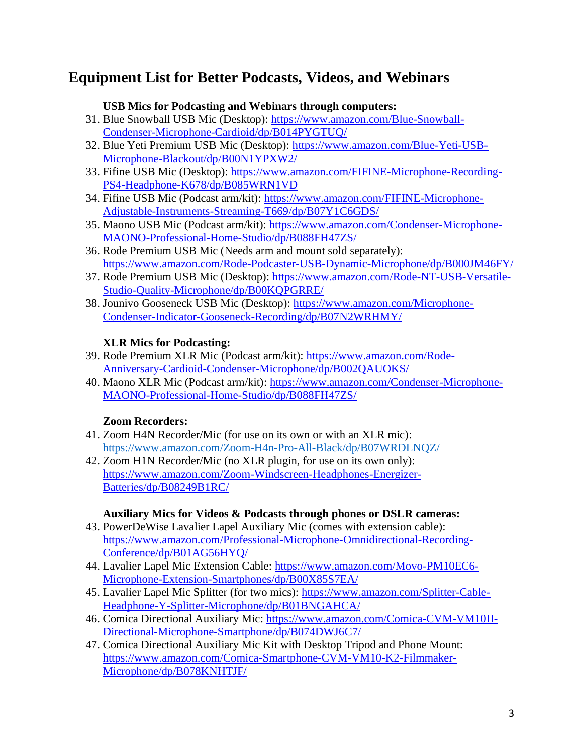# Equipment List for Better Podcasts, Videos, and Webinars

**USB Mics for Podcasting and Webinars through computers:**

31. Blue Snowball USB Mic (Desktop): https://www.amazon.com/Blue-Snowball-Condenser-Microphone-Cardioid/dp/B014PYGTUQ/
32. Blue Yeti Premium USB Mic (Desktop): https://www.amazon.com/Blue-Yeti-USB-Microphone-Blackout/dp/B00N1YPXW2/
33. Fifine USB Mic (Desktop): https://www.amazon.com/FIFINE-Microphone-Recording-PS4-Headphone-K678/dp/B085WRN1VD
34. Fifine USB Mic (Podcast arm/kit): https://www.amazon.com/FIFINE-Microphone-Adjustable-Instruments-Streaming-T669/dp/B07Y1C6GDS/
35. Maono USB Mic (Podcast arm/kit): https://www.amazon.com/Condenser-Microphone-MAONO-Professional-Home-Studio/dp/B088FH47ZS/
36. Rode Premium USB Mic (Needs arm and mount sold separately): https://www.amazon.com/Rode-Podcaster-USB-Dynamic-Microphone/dp/B000JM46FY/
37. Rode Premium USB Mic (Desktop): https://www.amazon.com/Rode-NT-USB-Versatile-Studio-Quality-Microphone/dp/B00KQPGRRE/
38. Jounivo Gooseneck USB Mic (Desktop): https://www.amazon.com/Microphone-Condenser-Indicator-Gooseneck-Recording/dp/B07N2WRHMY/

**XLR Mics for Podcasting:**

39. Rode Premium XLR Mic (Podcast arm/kit): https://www.amazon.com/Rode-Anniversary-Cardioid-Condenser-Microphone/dp/B002QAUOKS/
40. Maono XLR Mic (Podcast arm/kit): https://www.amazon.com/Condenser-Microphone-MAONO-Professional-Home-Studio/dp/B088FH47ZS/

**Zoom Recorders:**

41. Zoom H4N Recorder/Mic (for use on its own or with an XLR mic): https://www.amazon.com/Zoom-H4n-Pro-All-Black/dp/B07WRDLNQZ/
42. Zoom H1N Recorder/Mic (no XLR plugin, for use on its own only): https://www.amazon.com/Zoom-Windscreen-Headphones-Energizer-Batteries/dp/B08249B1RC/

**Auxiliary Mics for Videos & Podcasts through phones or DSLR cameras:**

43. PowerDeWise Lavalier Lapel Auxiliary Mic (comes with extension cable): https://www.amazon.com/Professional-Microphone-Omnidirectional-Recording-Conference/dp/B01AG56HYQ/
44. Lavalier Lapel Mic Extension Cable: https://www.amazon.com/Movo-PM10EC6-Microphone-Extension-Smartphones/dp/B00X85S7EA/
45. Lavalier Lapel Mic Splitter (for two mics): https://www.amazon.com/Splitter-Cable-Headphone-Y-Splitter-Microphone/dp/B01BNGAHCA/
46. Comica Directional Auxiliary Mic: https://www.amazon.com/Comica-CVM-VM10II-Directional-Microphone-Smartphone/dp/B074DWJ6C7/
47. Comica Directional Auxiliary Mic Kit with Desktop Tripod and Phone Mount: https://www.amazon.com/Comica-Smartphone-CVM-VM10-K2-Filmmaker-Microphone/dp/B078KNHTJF/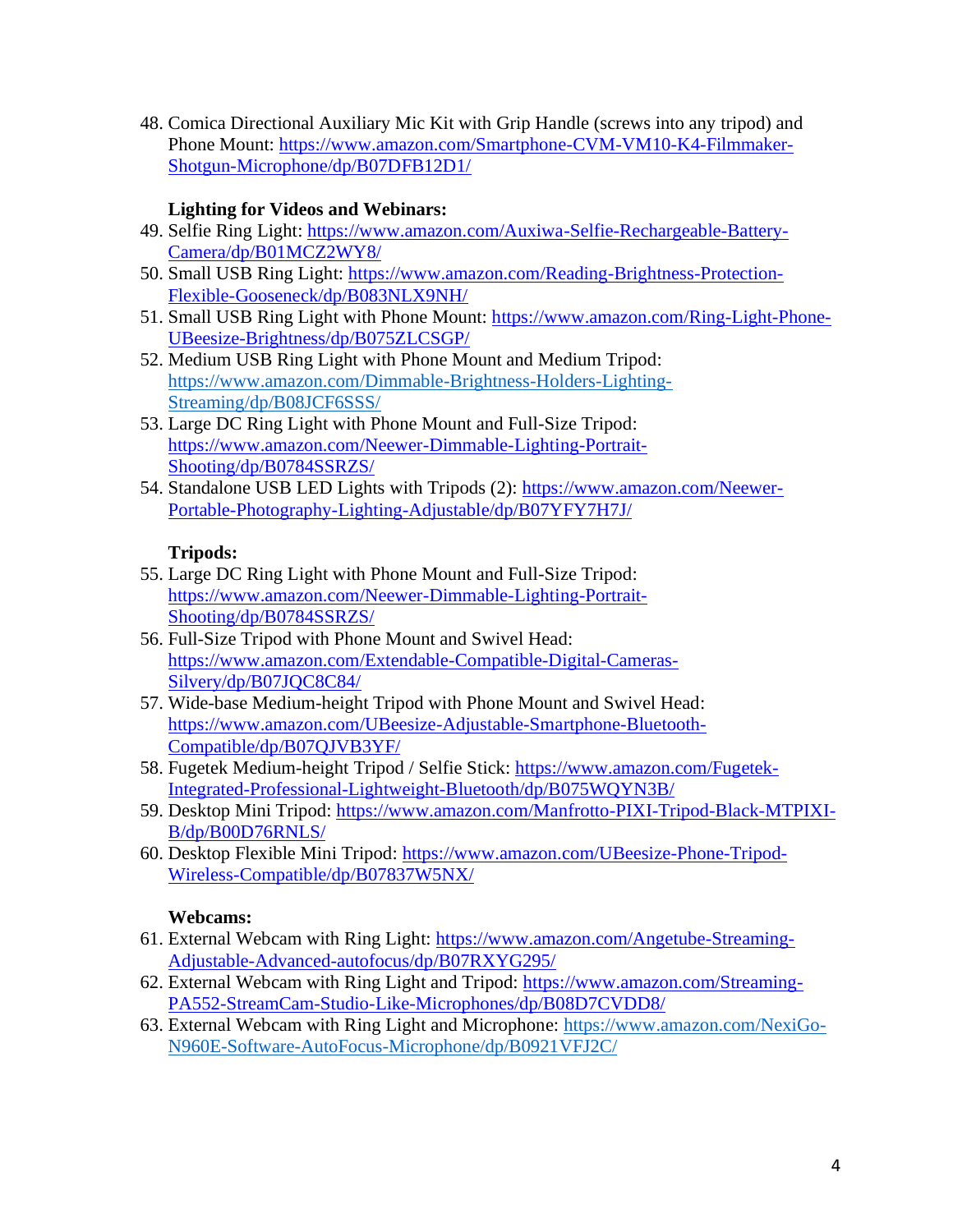48. Comica Directional Auxiliary Mic Kit with Grip Handle (screws into any tripod) and Phone Mount: https://www.amazon.com/Smartphone-CVM-VM10-K4-Filmmaker-Shotgun-Microphone/dp/B07DFB12D1/

**Lighting for Videos and Webinars:**

49. Selfie Ring Light: https://www.amazon.com/Auxiwa-Selfie-Rechargeable-Battery-Camera/dp/B01MCZ2WY8/
50. Small USB Ring Light: https://www.amazon.com/Reading-Brightness-Protection-Flexible-Gooseneck/dp/B083NLX9NH/
51. Small USB Ring Light with Phone Mount: https://www.amazon.com/Ring-Light-Phone-UBeesize-Brightness/dp/B075ZLCSGP/
52. Medium USB Ring Light with Phone Mount and Medium Tripod: https://www.amazon.com/Dimmable-Brightness-Holders-Lighting-Streaming/dp/B08JCF6SSS/
53. Large DC Ring Light with Phone Mount and Full-Size Tripod: https://www.amazon.com/Neewer-Dimmable-Lighting-Portrait-Shooting/dp/B0784SSRZS/
54. Standalone USB LED Lights with Tripods (2): https://www.amazon.com/Neewer-Portable-Photography-Lighting-Adjustable/dp/B07YFY7H7J/

**Tripods:**

55. Large DC Ring Light with Phone Mount and Full-Size Tripod: https://www.amazon.com/Neewer-Dimmable-Lighting-Portrait-Shooting/dp/B0784SSRZS/
56. Full-Size Tripod with Phone Mount and Swivel Head: https://www.amazon.com/Extendable-Compatible-Digital-Cameras-Silvery/dp/B07JQC8C84/
57. Wide-base Medium-height Tripod with Phone Mount and Swivel Head: https://www.amazon.com/UBeesize-Adjustable-Smartphone-Bluetooth-Compatible/dp/B07QJVB3YF/
58. Fugetek Medium-height Tripod / Selfie Stick: https://www.amazon.com/Fugetek-Integrated-Professional-Lightweight-Bluetooth/dp/B075WQYN3B/
59. Desktop Mini Tripod: https://www.amazon.com/Manfrotto-PIXI-Tripod-Black-MTPIXI-B/dp/B00D76RNLS/
60. Desktop Flexible Mini Tripod: https://www.amazon.com/UBeesize-Phone-Tripod-Wireless-Compatible/dp/B07837W5NX/

**Webcams:**

61. External Webcam with Ring Light: https://www.amazon.com/Angetube-Streaming-Adjustable-Advanced-autofocus/dp/B07RXYG295/
62. External Webcam with Ring Light and Tripod: https://www.amazon.com/Streaming-PA552-StreamCam-Studio-Like-Microphones/dp/B08D7CVDD8/
63. External Webcam with Ring Light and Microphone: https://www.amazon.com/NexiGo-N960E-Software-AutoFocus-Microphone/dp/B0921VFJ2C/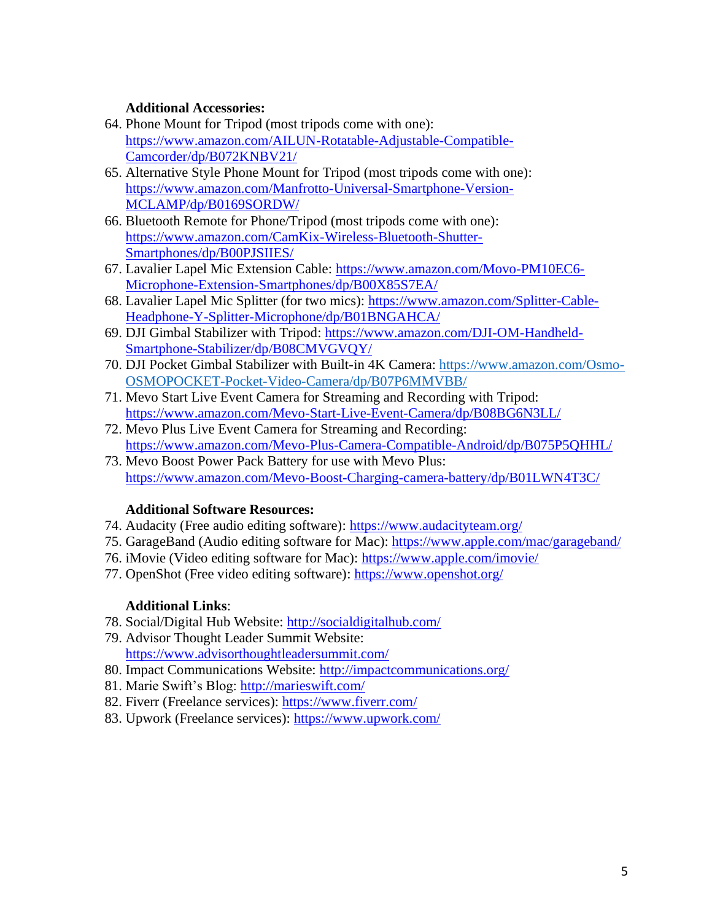**Additional Accessories:**

64. Phone Mount for Tripod (most tripods come with one): https://www.amazon.com/AILUN-Rotatable-Adjustable-Compatible-Camcorder/dp/B072KNBV21/
65. Alternative Style Phone Mount for Tripod (most tripods come with one): https://www.amazon.com/Manfrotto-Universal-Smartphone-Version-MCLAMP/dp/B0169SORDW/
66. Bluetooth Remote for Phone/Tripod (most tripods come with one): https://www.amazon.com/CamKix-Wireless-Bluetooth-Shutter-Smartphones/dp/B00PJSIIES/
67. Lavalier Lapel Mic Extension Cable: https://www.amazon.com/Movo-PM10EC6-Microphone-Extension-Smartphones/dp/B00X85S7EA/
68. Lavalier Lapel Mic Splitter (for two mics): https://www.amazon.com/Splitter-Cable-Headphone-Y-Splitter-Microphone/dp/B01BNGAHCA/
69. DJI Gimbal Stabilizer with Tripod: https://www.amazon.com/DJI-OM-Handheld-Smartphone-Stabilizer/dp/B08CMVGVQY/
70. DJI Pocket Gimbal Stabilizer with Built-in 4K Camera: https://www.amazon.com/Osmo-OSMOPOCKET-Pocket-Video-Camera/dp/B07P6MMVBB/
71. Mevo Start Live Event Camera for Streaming and Recording with Tripod: https://www.amazon.com/Mevo-Start-Live-Event-Camera/dp/B08BG6N3LL/
72. Mevo Plus Live Event Camera for Streaming and Recording: https://www.amazon.com/Mevo-Plus-Camera-Compatible-Android/dp/B075P5QHHL/
73. Mevo Boost Power Pack Battery for use with Mevo Plus: https://www.amazon.com/Mevo-Boost-Charging-camera-battery/dp/B01LWN4T3C/

**Additional Software Resources:**

74. Audacity (Free audio editing software): https://www.audacityteam.org/
75. GarageBand (Audio editing software for Mac): https://www.apple.com/mac/garageband/
76. iMovie (Video editing software for Mac): https://www.apple.com/imovie/
77. OpenShot (Free video editing software): https://www.openshot.org/

**Additional Links**:

78. Social/Digital Hub Website: http://socialdigitalhub.com/
79. Advisor Thought Leader Summit Website: https://www.advisorthoughtleadersummit.com/
80. Impact Communications Website: http://impactcommunications.org/
81. Marie Swift's Blog: http://marieswift.com/
82. Fiverr (Freelance services): https://www.fiverr.com/
83. Upwork (Freelance services): https://www.upwork.com/